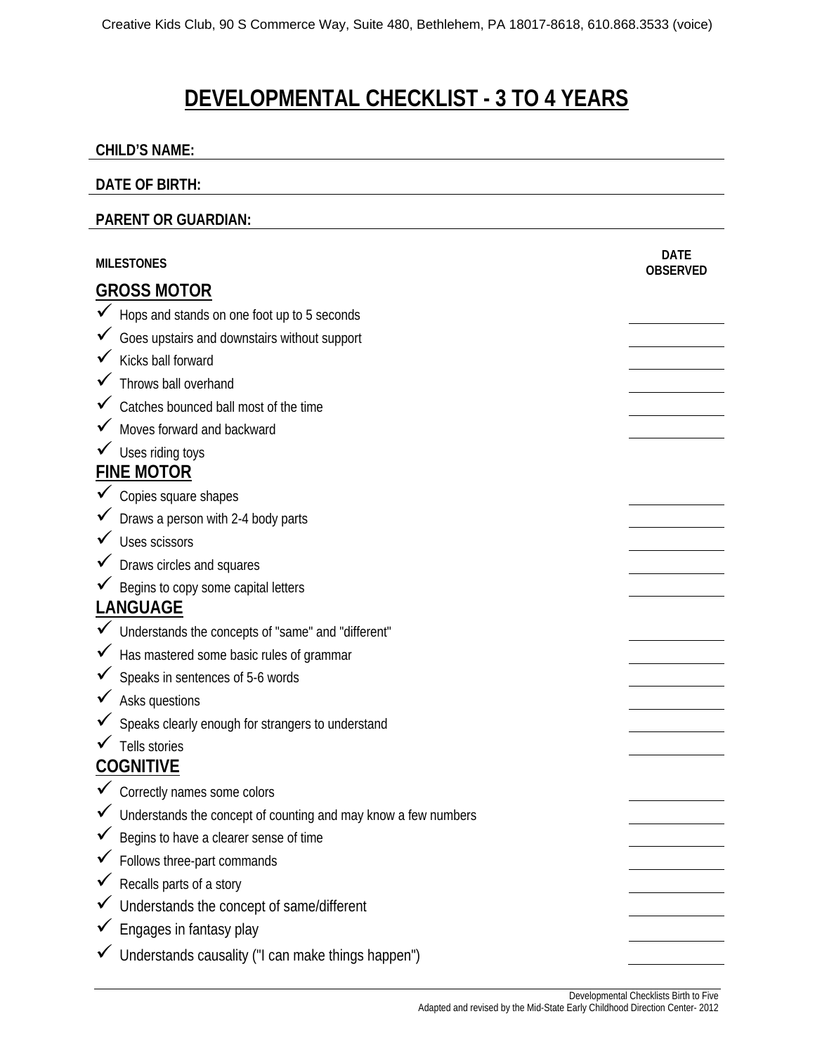Creative Kids Club, 90 S Commerce Way, Suite 480, Bethlehem, PA 18017-8618, 610.868.3533 (voice)

# DEVELOPMENTAL CHECKLIST - 3 TO 4 YEARS

**CHILD'S NAME:** ____________________

**DATE OF BIRTH:** ____________________

**PARENT OR GUARDIAN:** ____________________

| MILESTONES | DATE OBSERVED |
|---|---|
| **GROSS MOTOR** | |
| ✓ Hops and stands on one foot up to 5 seconds | ________ |
| ✓ Goes upstairs and downstairs without support | ________ |
| ✓ Kicks ball forward | ________ |
| ✓ Throws ball overhand | ________ |
| ✓ Catches bounced ball most of the time | ________ |
| ✓ Moves forward and backward | ________ |
| ✓ Uses riding toys | |
| **FINE MOTOR** | |
| ✓ Copies square shapes | ________ |
| ✓ Draws a person with 2-4 body parts | ________ |
| ✓ Uses scissors | ________ |
| ✓ Draws circles and squares | ________ |
| ✓ Begins to copy some capital letters | ________ |
| **LANGUAGE** | |
| ✓ Understands the concepts of "same" and "different" | ________ |
| ✓ Has mastered some basic rules of grammar | ________ |
| ✓ Speaks in sentences of 5-6 words | ________ |
| ✓ Asks questions | ________ |
| ✓ Speaks clearly enough for strangers to understand | ________ |
| ✓ Tells stories | ________ |
| **COGNITIVE** | |
| ✓ Correctly names some colors | ________ |
| ✓ Understands the concept of counting and may know a few numbers | ________ |
| ✓ Begins to have a clearer sense of time | ________ |
| ✓ Follows three-part commands | ________ |
| ✓ Recalls parts of a story | ________ |
| ✓ Understands the concept of same/different | ________ |
| ✓ Engages in fantasy play | ________ |
| ✓ Understands causality ("I can make things happen") | ________ |

Developmental Checklists Birth to Five
Adapted and revised by the Mid-State Early Childhood Direction Center- 2012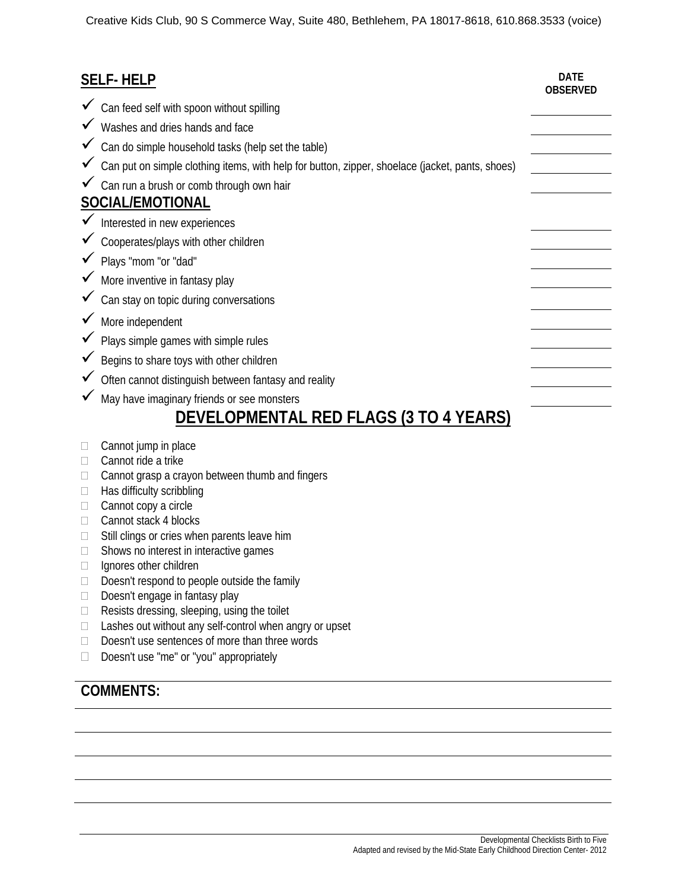## SELF- HELP

| | DATE OBSERVED |
|---|---|
| ✓ Can feed self with spoon without spilling | |
| ✓ Washes and dries hands and face | |
| ✓ Can do simple household tasks (help set the table) | |
| ✓ Can put on simple clothing items, with help for button, zipper, shoelace (jacket, pants, shoes) | |
| ✓ Can run a brush or comb through own hair | |

## SOCIAL/EMOTIONAL

| | |
|---|---|
| ✓ Interested in new experiences | |
| ✓ Cooperates/plays with other children | |
| ✓ Plays "mom "or "dad" | |
| ✓ More inventive in fantasy play | |
| ✓ Can stay on topic during conversations | |
| ✓ More independent | |
| ✓ Plays simple games with simple rules | |
| ✓ Begins to share toys with other children | |
| ✓ Often cannot distinguish between fantasy and reality | |
| ✓ May have imaginary friends or see monsters | |

# DEVELOPMENTAL RED FLAGS (3 TO 4 YEARS)

- ☐ Cannot jump in place
- ☐ Cannot ride a trike
- ☐ Cannot grasp a crayon between thumb and fingers
- ☐ Has difficulty scribbling
- ☐ Cannot copy a circle
- ☐ Cannot stack 4 blocks
- ☐ Still clings or cries when parents leave him
- ☐ Shows no interest in interactive games
- ☐ Ignores other children
- ☐ Doesn't respond to people outside the family
- ☐ Doesn't engage in fantasy play
- ☐ Resists dressing, sleeping, using the toilet
- ☐ Lashes out without any self-control when angry or upset
- ☐ Doesn't use sentences of more than three words
- ☐ Doesn't use "me" or "you" appropriately

**COMMENTS:**

Developmental Checklists Birth to Five
Adapted and revised by the Mid-State Early Childhood Direction Center- 2012